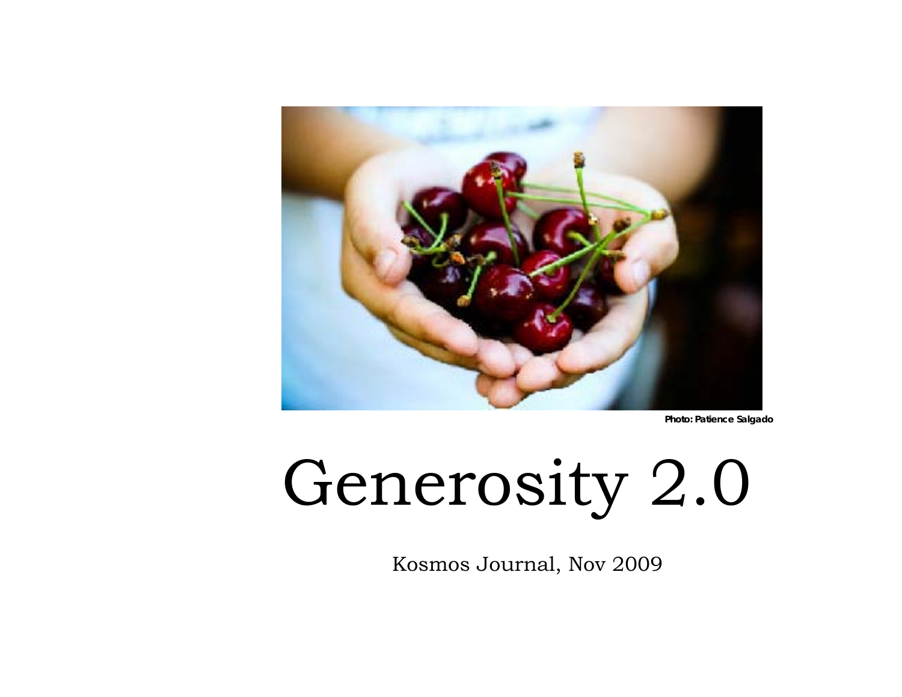Photo: Patience Salgado

# Generosity 2.0

Kosmos Journal, Nov 2009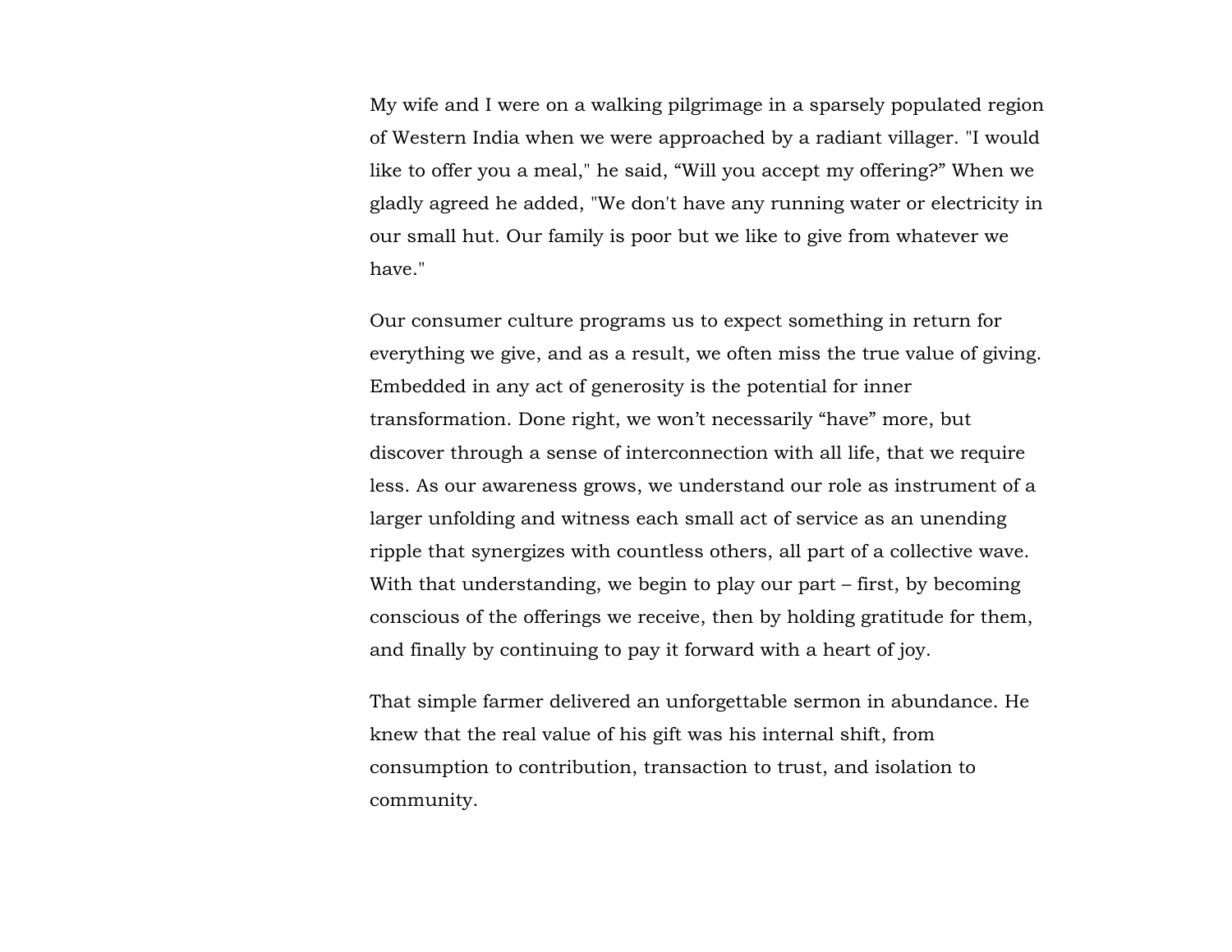My wife and I were on a walking pilgrimage in a sparsely populated region of Western India when we were approached by a radiant villager. "I would like to offer you a meal," he said, “Will you accept my offering?” When we gladly agreed he added, "We don't have any running water or electricity in our small hut. Our family is poor but we like to give from whatever we have."

Our consumer culture programs us to expect something in return for everything we give, and as a result, we often miss the true value of giving. Embedded in any act of generosity is the potential for inner transformation. Done right, we won’t necessarily “have” more, but discover through a sense of interconnection with all life, that we require less. As our awareness grows, we understand our role as instrument of a larger unfolding and witness each small act of service as an unending ripple that synergizes with countless others, all part of a collective wave. With that understanding, we begin to play our part – first, by becoming conscious of the offerings we receive, then by holding gratitude for them, and finally by continuing to pay it forward with a heart of joy.

That simple farmer delivered an unforgettable sermon in abundance. He knew that the real value of his gift was his internal shift, from consumption to contribution, transaction to trust, and isolation to community.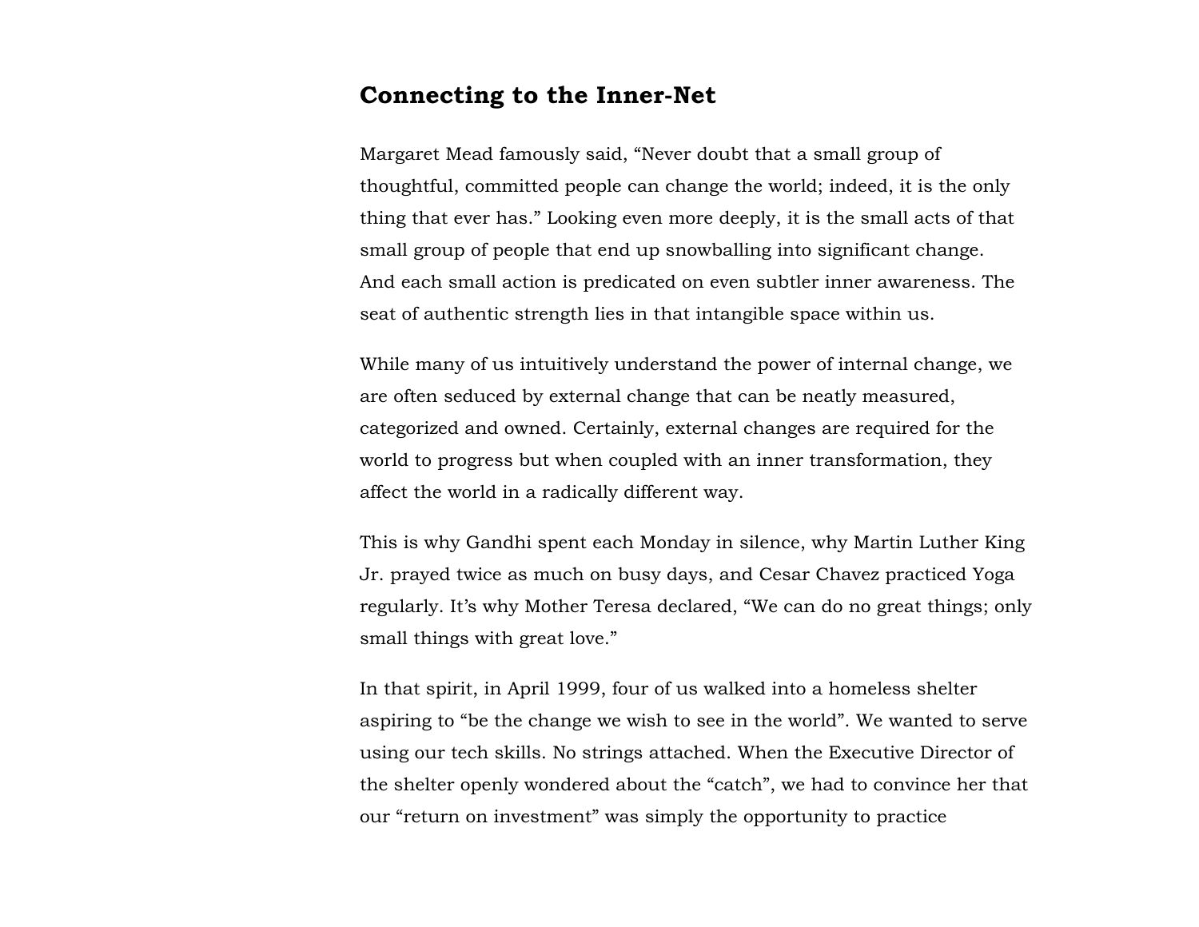## Connecting to the Inner-Net

Margaret Mead famously said, “Never doubt that a small group of thoughtful, committed people can change the world; indeed, it is the only thing that ever has.” Looking even more deeply, it is the small acts of that small group of people that end up snowballing into significant change. And each small action is predicated on even subtler inner awareness. The seat of authentic strength lies in that intangible space within us.

While many of us intuitively understand the power of internal change, we are often seduced by external change that can be neatly measured, categorized and owned. Certainly, external changes are required for the world to progress but when coupled with an inner transformation, they affect the world in a radically different way.

This is why Gandhi spent each Monday in silence, why Martin Luther King Jr. prayed twice as much on busy days, and Cesar Chavez practiced Yoga regularly. It’s why Mother Teresa declared, “We can do no great things; only small things with great love.”

In that spirit, in April 1999, four of us walked into a homeless shelter aspiring to “be the change we wish to see in the world”. We wanted to serve using our tech skills. No strings attached. When the Executive Director of the shelter openly wondered about the “catch”, we had to convince her that our “return on investment” was simply the opportunity to practice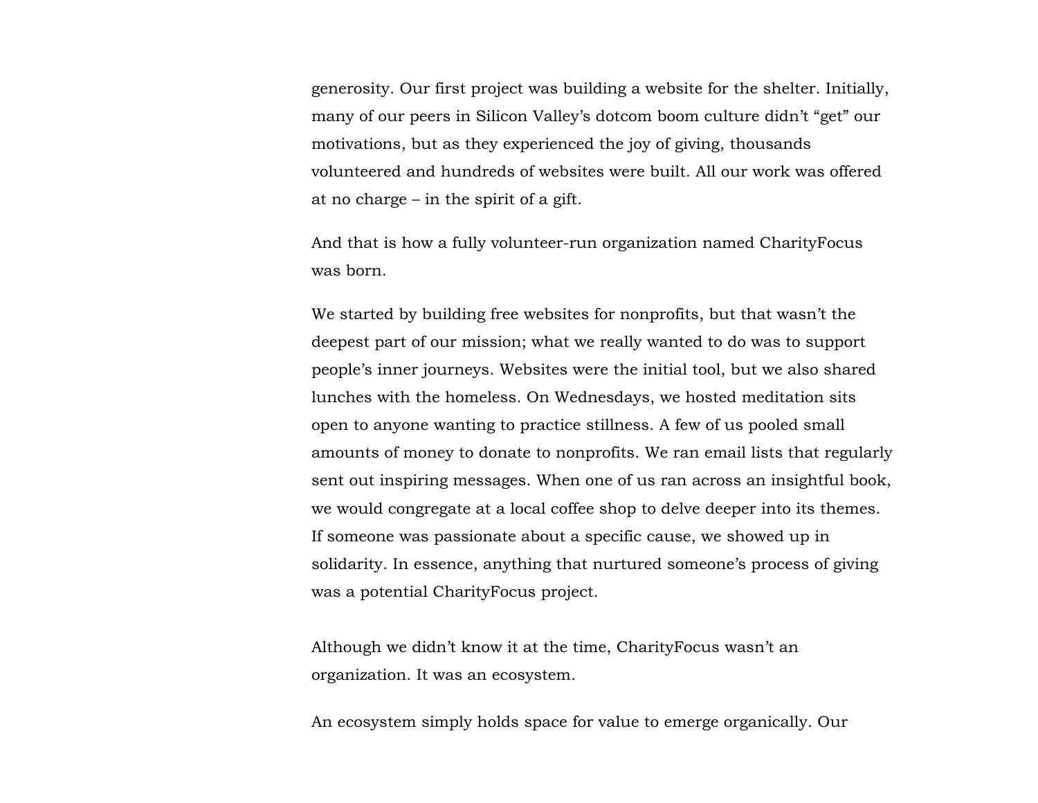generosity. Our first project was building a website for the shelter. Initially, many of our peers in Silicon Valley's dotcom boom culture didn't "get" our motivations, but as they experienced the joy of giving, thousands volunteered and hundreds of websites were built. All our work was offered at no charge – in the spirit of a gift.

And that is how a fully volunteer-run organization named CharityFocus was born.

We started by building free websites for nonprofits, but that wasn't the deepest part of our mission; what we really wanted to do was to support people's inner journeys. Websites were the initial tool, but we also shared lunches with the homeless. On Wednesdays, we hosted meditation sits open to anyone wanting to practice stillness. A few of us pooled small amounts of money to donate to nonprofits. We ran email lists that regularly sent out inspiring messages. When one of us ran across an insightful book, we would congregate at a local coffee shop to delve deeper into its themes. If someone was passionate about a specific cause, we showed up in solidarity. In essence, anything that nurtured someone's process of giving was a potential CharityFocus project.

Although we didn't know it at the time, CharityFocus wasn't an organization. It was an ecosystem.

An ecosystem simply holds space for value to emerge organically. Our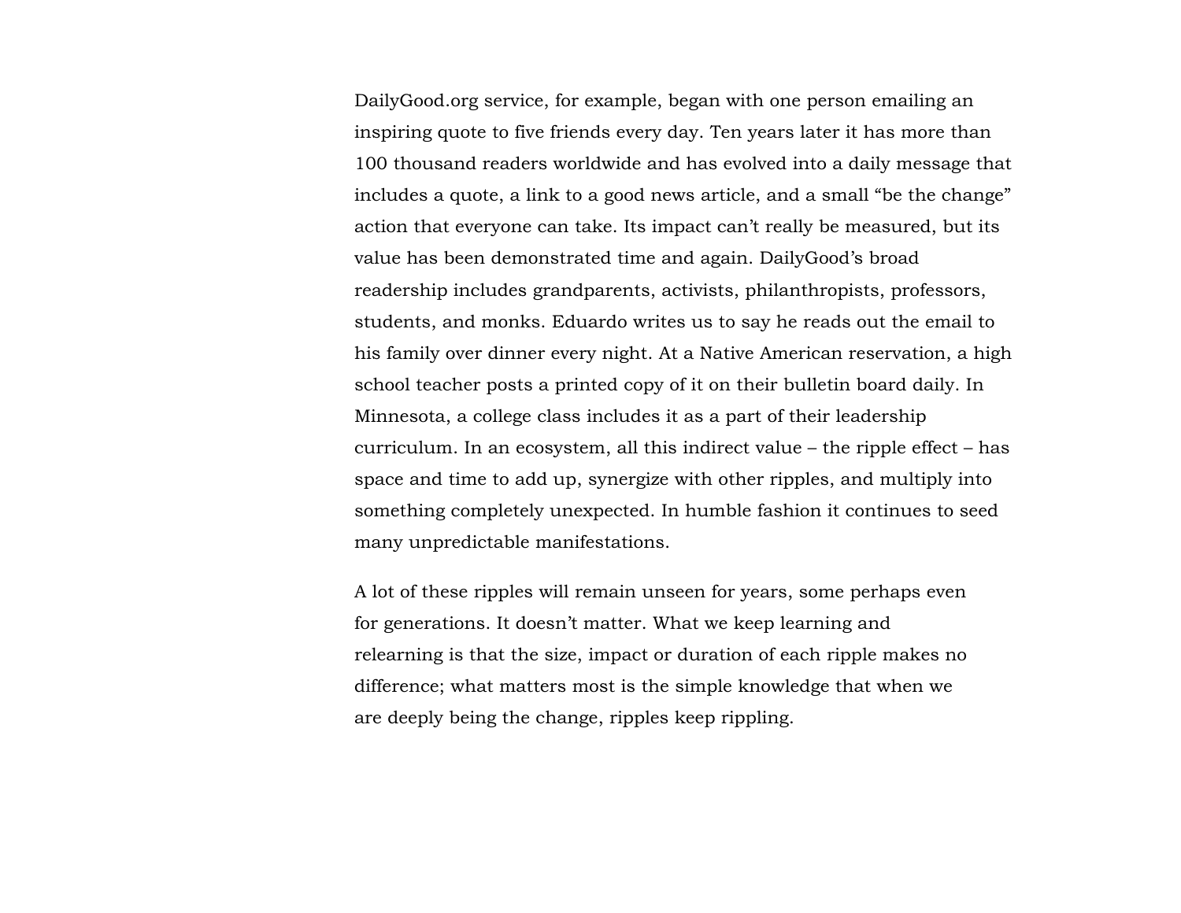DailyGood.org service, for example, began with one person emailing an inspiring quote to five friends every day. Ten years later it has more than 100 thousand readers worldwide and has evolved into a daily message that includes a quote, a link to a good news article, and a small "be the change" action that everyone can take. Its impact can't really be measured, but its value has been demonstrated time and again. DailyGood's broad readership includes grandparents, activists, philanthropists, professors, students, and monks. Eduardo writes us to say he reads out the email to his family over dinner every night. At a Native American reservation, a high school teacher posts a printed copy of it on their bulletin board daily. In Minnesota, a college class includes it as a part of their leadership curriculum. In an ecosystem, all this indirect value – the ripple effect – has space and time to add up, synergize with other ripples, and multiply into something completely unexpected. In humble fashion it continues to seed many unpredictable manifestations.

A lot of these ripples will remain unseen for years, some perhaps even for generations. It doesn't matter. What we keep learning and relearning is that the size, impact or duration of each ripple makes no difference; what matters most is the simple knowledge that when we are deeply being the change, ripples keep rippling.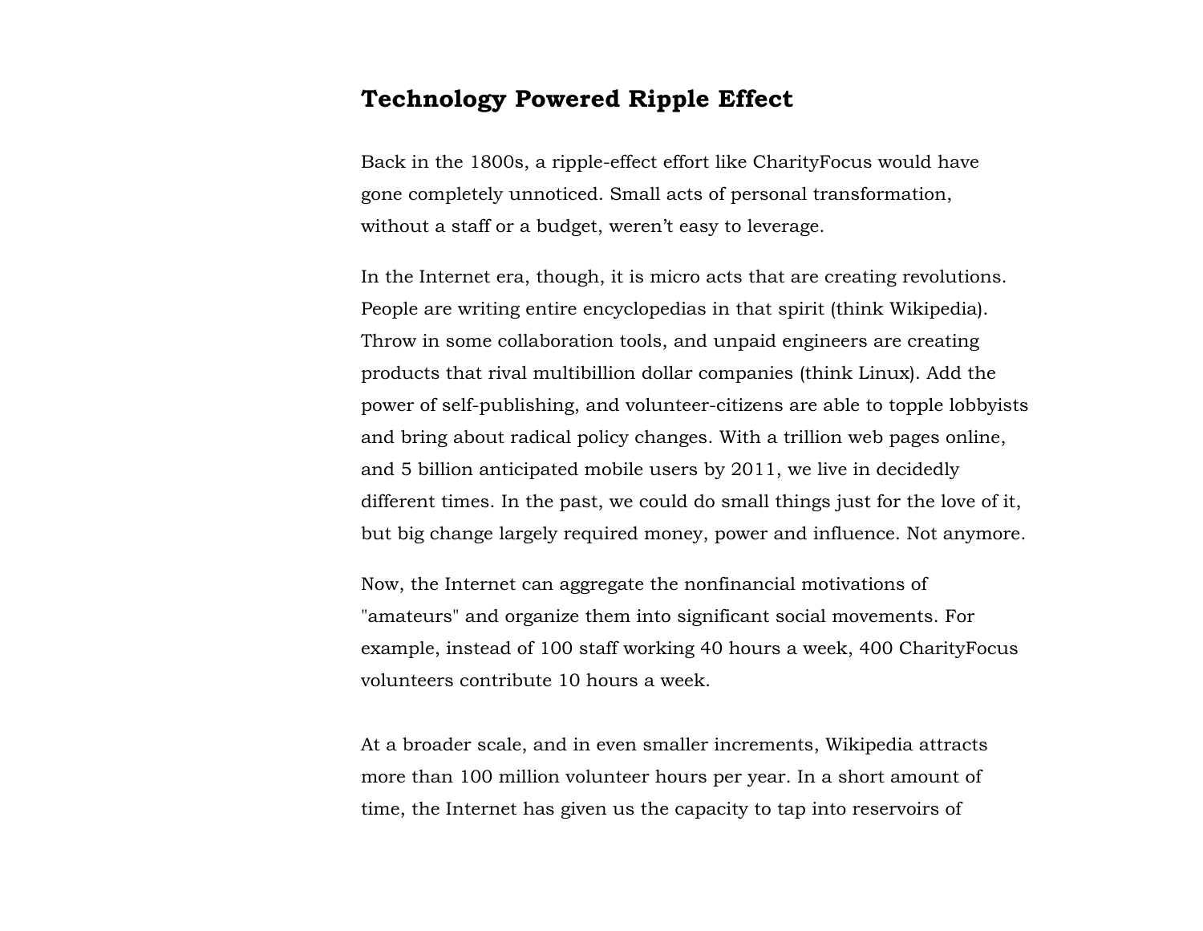## Technology Powered Ripple Effect

Back in the 1800s, a ripple-effect effort like CharityFocus would have gone completely unnoticed. Small acts of personal transformation, without a staff or a budget, weren't easy to leverage.

In the Internet era, though, it is micro acts that are creating revolutions. People are writing entire encyclopedias in that spirit (think Wikipedia). Throw in some collaboration tools, and unpaid engineers are creating products that rival multibillion dollar companies (think Linux). Add the power of self-publishing, and volunteer-citizens are able to topple lobbyists and bring about radical policy changes. With a trillion web pages online, and 5 billion anticipated mobile users by 2011, we live in decidedly different times. In the past, we could do small things just for the love of it, but big change largely required money, power and influence. Not anymore.

Now, the Internet can aggregate the nonfinancial motivations of "amateurs" and organize them into significant social movements. For example, instead of 100 staff working 40 hours a week, 400 CharityFocus volunteers contribute 10 hours a week.

At a broader scale, and in even smaller increments, Wikipedia attracts more than 100 million volunteer hours per year. In a short amount of time, the Internet has given us the capacity to tap into reservoirs of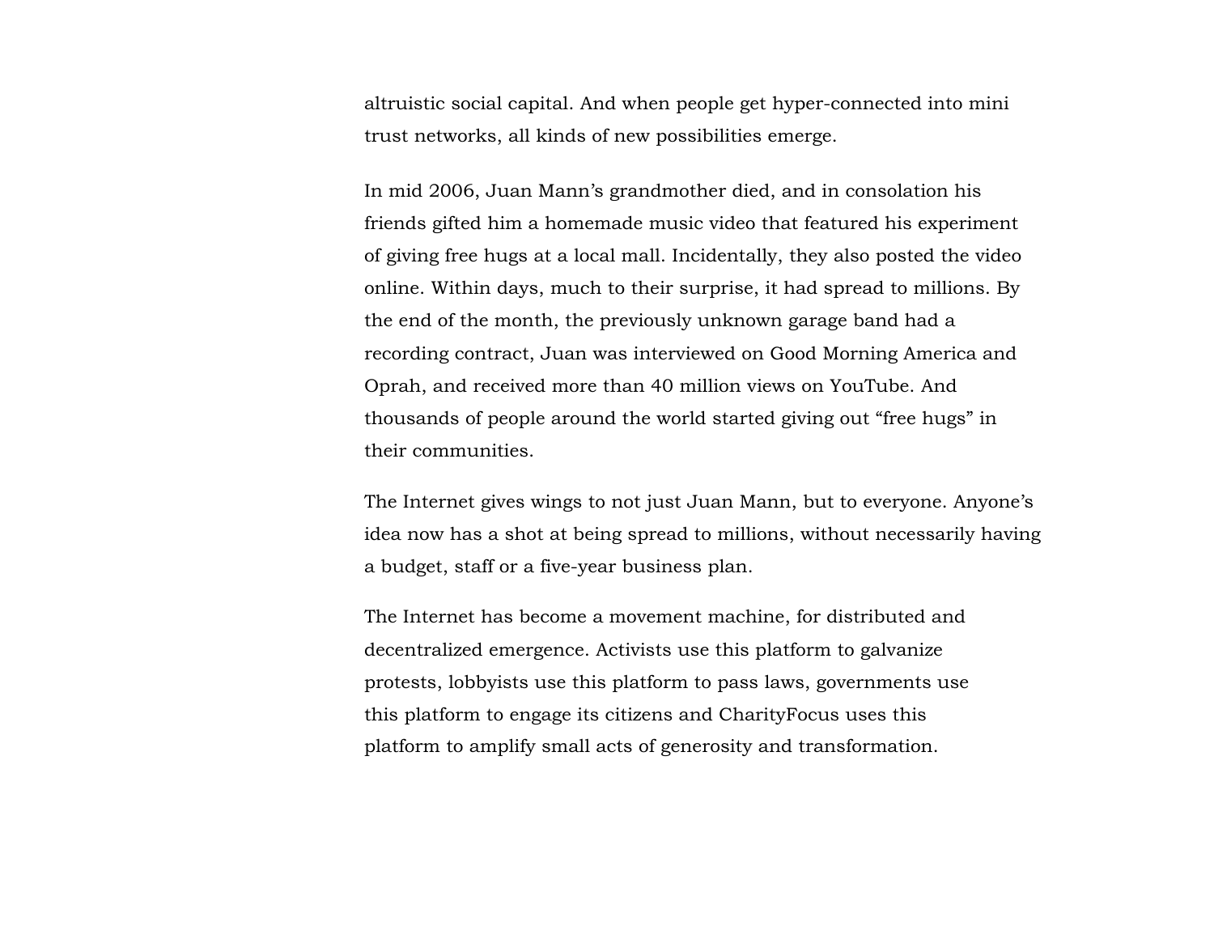altruistic social capital. And when people get hyper-connected into mini trust networks, all kinds of new possibilities emerge.

In mid 2006, Juan Mann's grandmother died, and in consolation his friends gifted him a homemade music video that featured his experiment of giving free hugs at a local mall. Incidentally, they also posted the video online. Within days, much to their surprise, it had spread to millions. By the end of the month, the previously unknown garage band had a recording contract, Juan was interviewed on Good Morning America and Oprah, and received more than 40 million views on YouTube. And thousands of people around the world started giving out "free hugs" in their communities.

The Internet gives wings to not just Juan Mann, but to everyone. Anyone's idea now has a shot at being spread to millions, without necessarily having a budget, staff or a five-year business plan.

The Internet has become a movement machine, for distributed and decentralized emergence. Activists use this platform to galvanize protests, lobbyists use this platform to pass laws, governments use this platform to engage its citizens and CharityFocus uses this platform to amplify small acts of generosity and transformation.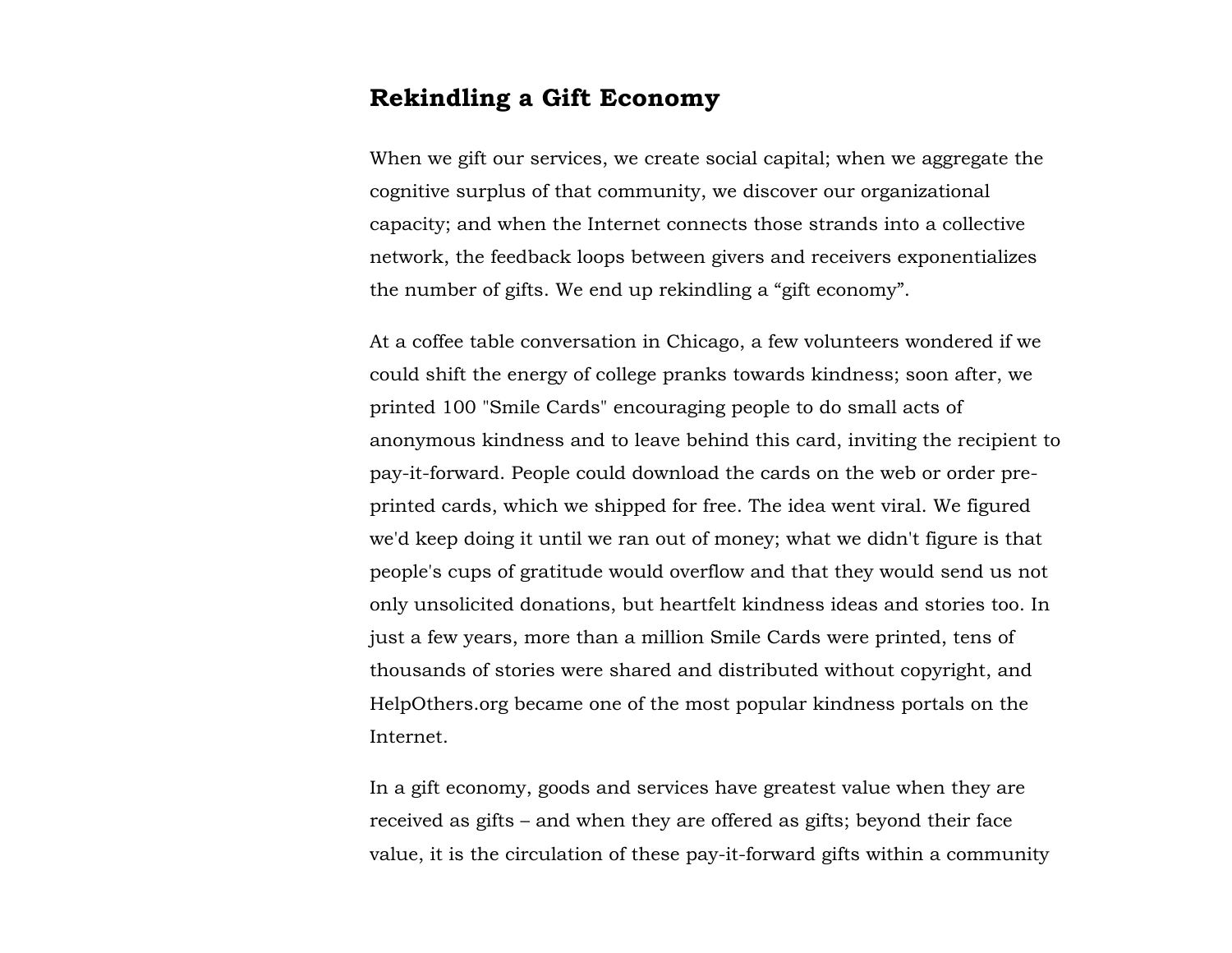## Rekindling a Gift Economy

When we gift our services, we create social capital; when we aggregate the cognitive surplus of that community, we discover our organizational capacity; and when the Internet connects those strands into a collective network, the feedback loops between givers and receivers exponentializes the number of gifts. We end up rekindling a “gift economy”.

At a coffee table conversation in Chicago, a few volunteers wondered if we could shift the energy of college pranks towards kindness; soon after, we printed 100 "Smile Cards" encouraging people to do small acts of anonymous kindness and to leave behind this card, inviting the recipient to pay-it-forward. People could download the cards on the web or order pre-printed cards, which we shipped for free. The idea went viral. We figured we'd keep doing it until we ran out of money; what we didn't figure is that people's cups of gratitude would overflow and that they would send us not only unsolicited donations, but heartfelt kindness ideas and stories too. In just a few years, more than a million Smile Cards were printed, tens of thousands of stories were shared and distributed without copyright, and HelpOthers.org became one of the most popular kindness portals on the Internet.

In a gift economy, goods and services have greatest value when they are received as gifts – and when they are offered as gifts; beyond their face value, it is the circulation of these pay-it-forward gifts within a community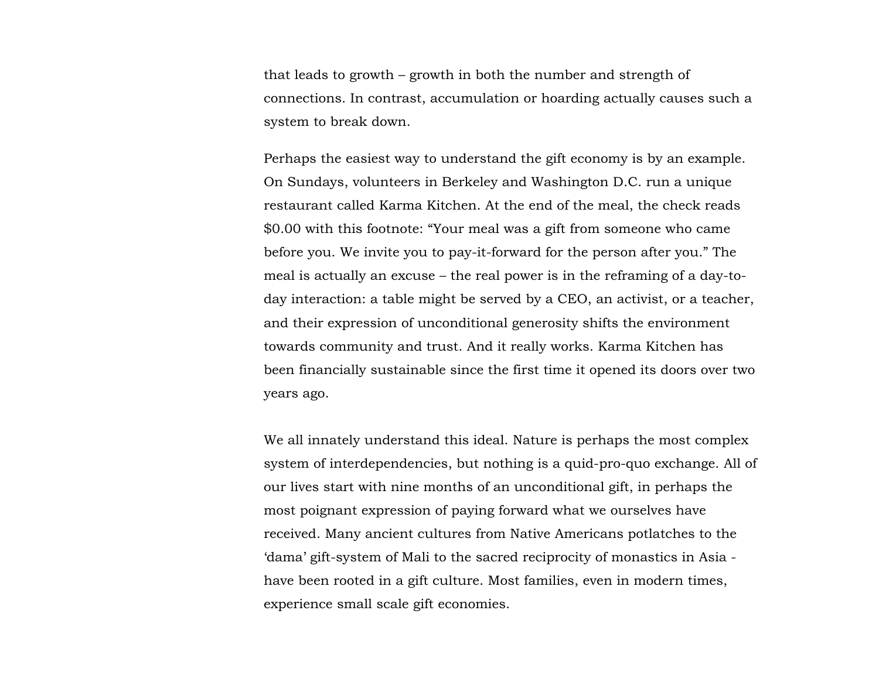that leads to growth – growth in both the number and strength of connections. In contrast, accumulation or hoarding actually causes such a system to break down.

Perhaps the easiest way to understand the gift economy is by an example. On Sundays, volunteers in Berkeley and Washington D.C. run a unique restaurant called Karma Kitchen. At the end of the meal, the check reads $0.00 with this footnote: "Your meal was a gift from someone who came before you. We invite you to pay-it-forward for the person after you." The meal is actually an excuse – the real power is in the reframing of a day-to-day interaction: a table might be served by a CEO, an activist, or a teacher, and their expression of unconditional generosity shifts the environment towards community and trust. And it really works. Karma Kitchen has been financially sustainable since the first time it opened its doors over two years ago.

We all innately understand this ideal. Nature is perhaps the most complex system of interdependencies, but nothing is a quid-pro-quo exchange. All of our lives start with nine months of an unconditional gift, in perhaps the most poignant expression of paying forward what we ourselves have received. Many ancient cultures from Native Americans potlatches to the 'dama' gift-system of Mali to the sacred reciprocity of monastics in Asia - have been rooted in a gift culture. Most families, even in modern times, experience small scale gift economies.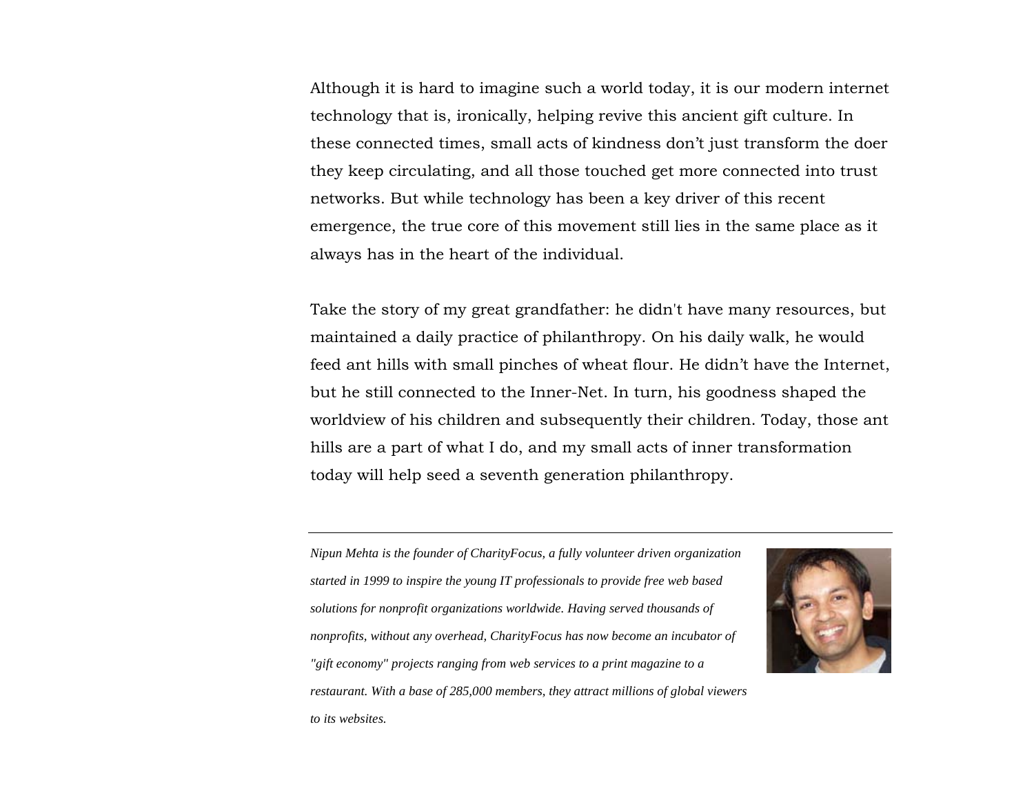Although it is hard to imagine such a world today, it is our modern internet technology that is, ironically, helping revive this ancient gift culture. In these connected times, small acts of kindness don't just transform the doer they keep circulating, and all those touched get more connected into trust networks. But while technology has been a key driver of this recent emergence, the true core of this movement still lies in the same place as it always has in the heart of the individual.

Take the story of my great grandfather: he didn't have many resources, but maintained a daily practice of philanthropy. On his daily walk, he would feed ant hills with small pinches of wheat flour. He didn't have the Internet, but he still connected to the Inner-Net. In turn, his goodness shaped the worldview of his children and subsequently their children. Today, those ant hills are a part of what I do, and my small acts of inner transformation today will help seed a seventh generation philanthropy.

---

*Nipun Mehta is the founder of CharityFocus, a fully volunteer driven organization started in 1999 to inspire the young IT professionals to provide free web based solutions for nonprofit organizations worldwide. Having served thousands of nonprofits, without any overhead, CharityFocus has now become an incubator of "gift economy" projects ranging from web services to a print magazine to a restaurant. With a base of 285,000 members, they attract millions of global viewers to its websites.*